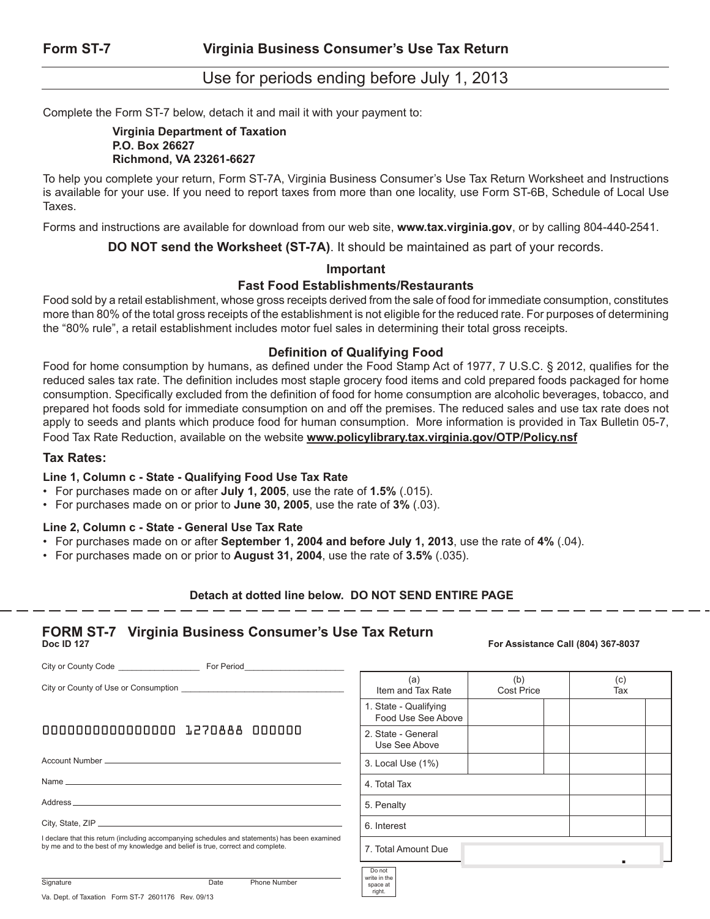**Form ST-7** **Virginia Business Consumer's Use Tax Return**

## Use for periods ending before July 1, 2013

Complete the Form ST-7 below, detach it and mail it with your payment to:

**Virginia Department of Taxation**
**P.O. Box 26627**
**Richmond, VA 23261-6627**

To help you complete your return, Form ST-7A, Virginia Business Consumer's Use Tax Return Worksheet and Instructions is available for your use. If you need to report taxes from more than one locality, use Form ST-6B, Schedule of Local Use Taxes.

Forms and instructions are available for download from our web site, **www.tax.virginia.gov**, or by calling 804-440-2541.

**DO NOT send the Worksheet (ST-7A)**. It should be maintained as part of your records.

### Important

### Fast Food Establishments/Restaurants

Food sold by a retail establishment, whose gross receipts derived from the sale of food for immediate consumption, constitutes more than 80% of the total gross receipts of the establishment is not eligible for the reduced rate. For purposes of determining the "80% rule", a retail establishment includes motor fuel sales in determining their total gross receipts.

### Definition of Qualifying Food

Food for home consumption by humans, as defined under the Food Stamp Act of 1977, 7 U.S.C. § 2012, qualifies for the reduced sales tax rate. The definition includes most staple grocery food items and cold prepared foods packaged for home consumption. Specifically excluded from the definition of food for home consumption are alcoholic beverages, tobacco, and prepared hot foods sold for immediate consumption on and off the premises. The reduced sales and use tax rate does not apply to seeds and plants which produce food for human consumption. More information is provided in Tax Bulletin 05-7, Food Tax Rate Reduction, available on the website **www.policylibrary.tax.virginia.gov/OTP/Policy.nsf**

### Tax Rates:

**Line 1, Column c - State - Qualifying Food Use Tax Rate**

- For purchases made on or after **July 1, 2005**, use the rate of **1.5%** (.015).
- For purchases made on or prior to **June 30, 2005**, use the rate of **3%** (.03).

**Line 2, Column c - State - General Use Tax Rate**

- For purchases made on or after **September 1, 2004 and before July 1, 2013**, use the rate of **4%** (.04).
- For purchases made on or prior to **August 31, 2004**, use the rate of **3.5%** (.035).

**Detach at dotted line below. DO NOT SEND ENTIRE PAGE**

---

## FORM ST-7 Virginia Business Consumer's Use Tax Return

**Doc ID 127**

**For Assistance Call (804) 367-8037**

City or County Code ________________ For Period ____________________

City or County of Use or Consumption ________________________________

0000000000000000 1270888 000000

Account Number ________________________________

Name ________________________________

Address ________________________________

City, State, ZIP ________________________________

I declare that this return (including accompanying schedules and statements) has been examined by me and to the best of my knowledge and belief is true, correct and complete.

Signature ____________ Date ____________ Phone Number ____________

| (a) Item and Tax Rate | (b) Cost Price | (c) Tax |
|---|---|---|
| 1. State - Qualifying Food Use See Above | | |
| 2. State - General Use See Above | | |
| 3. Local Use (1%) | | |
| 4. Total Tax | | |
| 5. Penalty | | |
| 6. Interest | | |
| 7. Total Amount Due | | . |

Do not write in the space at right.

Va. Dept. of Taxation Form ST-7 2601176 Rev. 09/13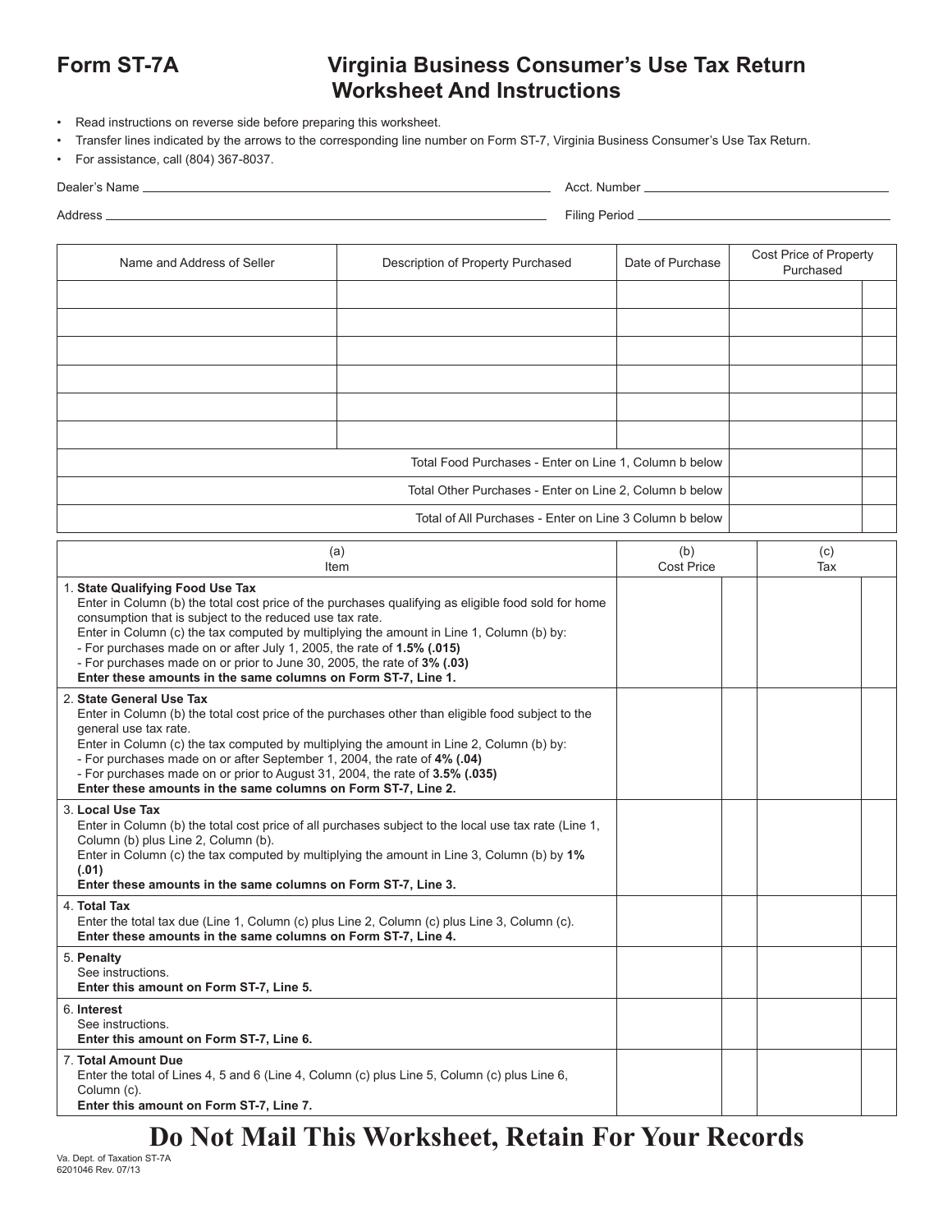# Form ST-7A Virginia Business Consumer's Use Tax Return Worksheet And Instructions

- Read instructions on reverse side before preparing this worksheet.
- Transfer lines indicated by the arrows to the corresponding line number on Form ST-7, Virginia Business Consumer's Use Tax Return.
- For assistance, call (804) 367-8037.

Dealer's Name ______________________ Acct. Number ______________________

Address ______________________ Filing Period ______________________

| Name and Address of Seller | Description of Property Purchased | Date of Purchase | Cost Price of Property Purchased | |
|---|---|---|---|---|
| | | | | |
| | | | | |
| | | | | |
| | | | | |
| | | | | |
| | | | | |
| Total Food Purchases - Enter on Line 1, Column b below | | | | |
| Total Other Purchases - Enter on Line 2, Column b below | | | | |
| Total of All Purchases - Enter on Line 3 Column b below | | | | |

| (a) Item | (b) Cost Price | | (c) Tax | |
|---|---|---|---|---|
| 1. **State Qualifying Food Use Tax** Enter in Column (b) the total cost price of the purchases qualifying as eligible food sold for home consumption that is subject to the reduced use tax rate. Enter in Column (c) the tax computed by multiplying the amount in Line 1, Column (b) by: - For purchases made on or after July 1, 2005, the rate of **1.5% (.015)** - For purchases made on or prior to June 30, 2005, the rate of **3% (.03)** **Enter these amounts in the same columns on Form ST-7, Line 1.** | | | | |
| 2. **State General Use Tax** Enter in Column (b) the total cost price of the purchases other than eligible food subject to the general use tax rate. Enter in Column (c) the tax computed by multiplying the amount in Line 2, Column (b) by: - For purchases made on or after September 1, 2004, the rate of **4% (.04)** - For purchases made on or prior to August 31, 2004, the rate of **3.5% (.035)** **Enter these amounts in the same columns on Form ST-7, Line 2.** | | | | |
| 3. **Local Use Tax** Enter in Column (b) the total cost price of all purchases subject to the local use tax rate (Line 1, Column (b) plus Line 2, Column (b). Enter in Column (c) the tax computed by multiplying the amount in Line 3, Column (b) by **1% (.01)** **Enter these amounts in the same columns on Form ST-7, Line 3.** | | | | |
| 4. **Total Tax** Enter the total tax due (Line 1, Column (c) plus Line 2, Column (c) plus Line 3, Column (c). **Enter these amounts in the same columns on Form ST-7, Line 4.** | | | | |
| 5. **Penalty** See instructions. **Enter this amount on Form ST-7, Line 5.** | | | | |
| 6. **Interest** See instructions. **Enter this amount on Form ST-7, Line 6.** | | | | |
| 7. **Total Amount Due** Enter the total of Lines 4, 5 and 6 (Line 4, Column (c) plus Line 5, Column (c) plus Line 6, Column (c). **Enter this amount on Form ST-7, Line 7.** | | | | |

## Do Not Mail This Worksheet, Retain For Your Records

Va. Dept. of Taxation ST-7A
6201046 Rev. 07/13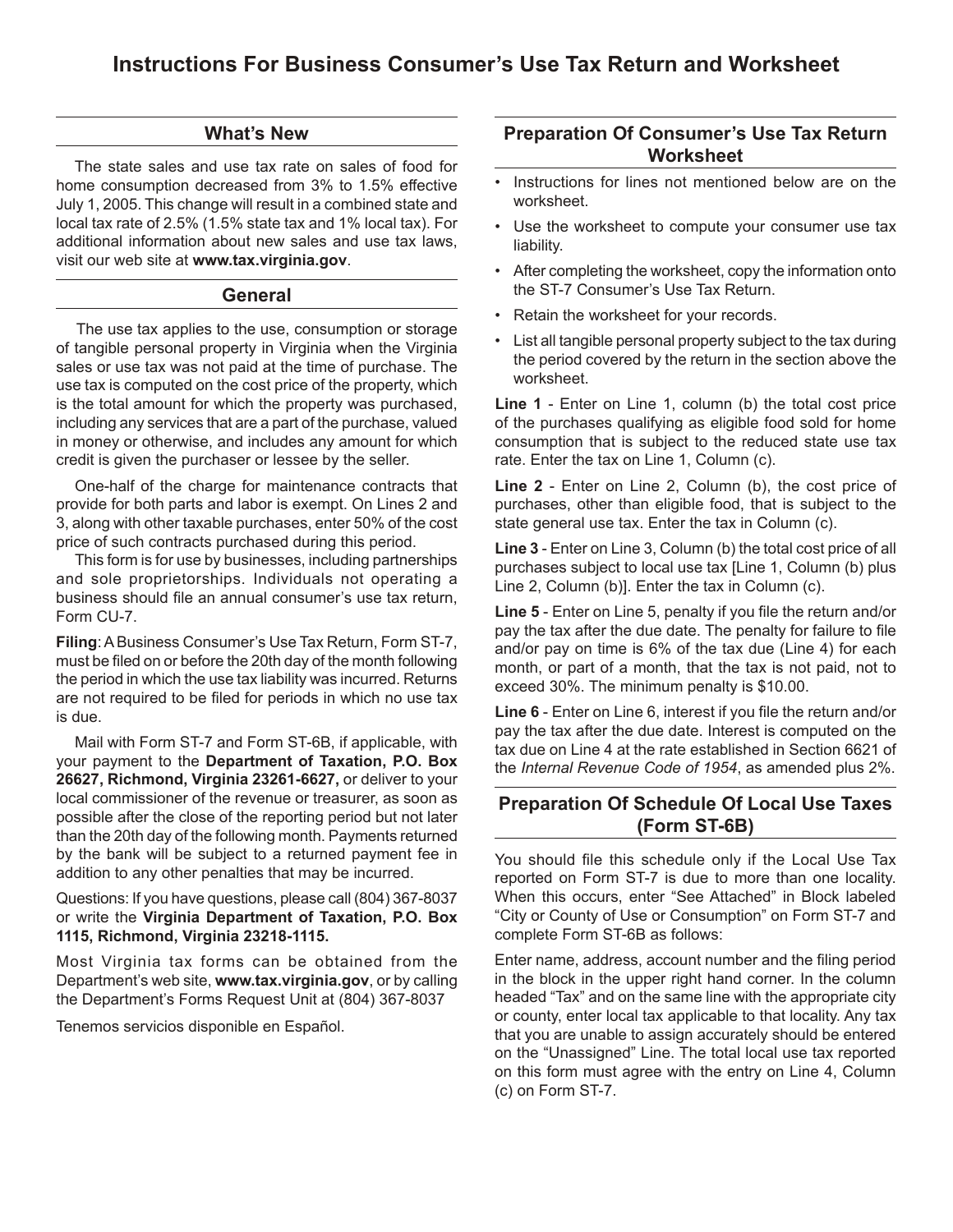# Instructions For Business Consumer's Use Tax Return and Worksheet

## What's New

The state sales and use tax rate on sales of food for home consumption decreased from 3% to 1.5% effective July 1, 2005. This change will result in a combined state and local tax rate of 2.5% (1.5% state tax and 1% local tax). For additional information about new sales and use tax laws, visit our web site at **www.tax.virginia.gov**.

## General

The use tax applies to the use, consumption or storage of tangible personal property in Virginia when the Virginia sales or use tax was not paid at the time of purchase. The use tax is computed on the cost price of the property, which is the total amount for which the property was purchased, including any services that are a part of the purchase, valued in money or otherwise, and includes any amount for which credit is given the purchaser or lessee by the seller.

One-half of the charge for maintenance contracts that provide for both parts and labor is exempt. On Lines 2 and 3, along with other taxable purchases, enter 50% of the cost price of such contracts purchased during this period.

This form is for use by businesses, including partnerships and sole proprietorships. Individuals not operating a business should file an annual consumer's use tax return, Form CU-7.

**Filing**: A Business Consumer's Use Tax Return, Form ST-7, must be filed on or before the 20th day of the month following the period in which the use tax liability was incurred. Returns are not required to be filed for periods in which no use tax is due.

Mail with Form ST-7 and Form ST-6B, if applicable, with your payment to the **Department of Taxation, P.O. Box 26627, Richmond, Virginia 23261-6627,** or deliver to your local commissioner of the revenue or treasurer, as soon as possible after the close of the reporting period but not later than the 20th day of the following month. Payments returned by the bank will be subject to a returned payment fee in addition to any other penalties that may be incurred.

Questions: If you have questions, please call (804) 367-8037 or write the **Virginia Department of Taxation, P.O. Box 1115, Richmond, Virginia 23218-1115.**

Most Virginia tax forms can be obtained from the Department's web site, **www.tax.virginia.gov**, or by calling the Department's Forms Request Unit at (804) 367-8037

Tenemos servicios disponible en Español.

## Preparation Of Consumer's Use Tax Return Worksheet

- Instructions for lines not mentioned below are on the worksheet.
- Use the worksheet to compute your consumer use tax liability.
- After completing the worksheet, copy the information onto the ST-7 Consumer's Use Tax Return.
- Retain the worksheet for your records.
- List all tangible personal property subject to the tax during the period covered by the return in the section above the worksheet.

**Line 1** - Enter on Line 1, column (b) the total cost price of the purchases qualifying as eligible food sold for home consumption that is subject to the reduced state use tax rate. Enter the tax on Line 1, Column (c).

**Line 2** - Enter on Line 2, Column (b), the cost price of purchases, other than eligible food, that is subject to the state general use tax. Enter the tax in Column (c).

**Line 3** - Enter on Line 3, Column (b) the total cost price of all purchases subject to local use tax [Line 1, Column (b) plus Line 2, Column (b)]. Enter the tax in Column (c).

**Line 5** - Enter on Line 5, penalty if you file the return and/or pay the tax after the due date. The penalty for failure to file and/or pay on time is 6% of the tax due (Line 4) for each month, or part of a month, that the tax is not paid, not to exceed 30%. The minimum penalty is $10.00.

**Line 6** - Enter on Line 6, interest if you file the return and/or pay the tax after the due date. Interest is computed on the tax due on Line 4 at the rate established in Section 6621 of the *Internal Revenue Code of 1954*, as amended plus 2%.

## Preparation Of Schedule Of Local Use Taxes (Form ST-6B)

You should file this schedule only if the Local Use Tax reported on Form ST-7 is due to more than one locality. When this occurs, enter "See Attached" in Block labeled "City or County of Use or Consumption" on Form ST-7 and complete Form ST-6B as follows:

Enter name, address, account number and the filing period in the block in the upper right hand corner. In the column headed "Tax" and on the same line with the appropriate city or county, enter local tax applicable to that locality. Any tax that you are unable to assign accurately should be entered on the "Unassigned" Line. The total local use tax reported on this form must agree with the entry on Line 4, Column (c) on Form ST-7.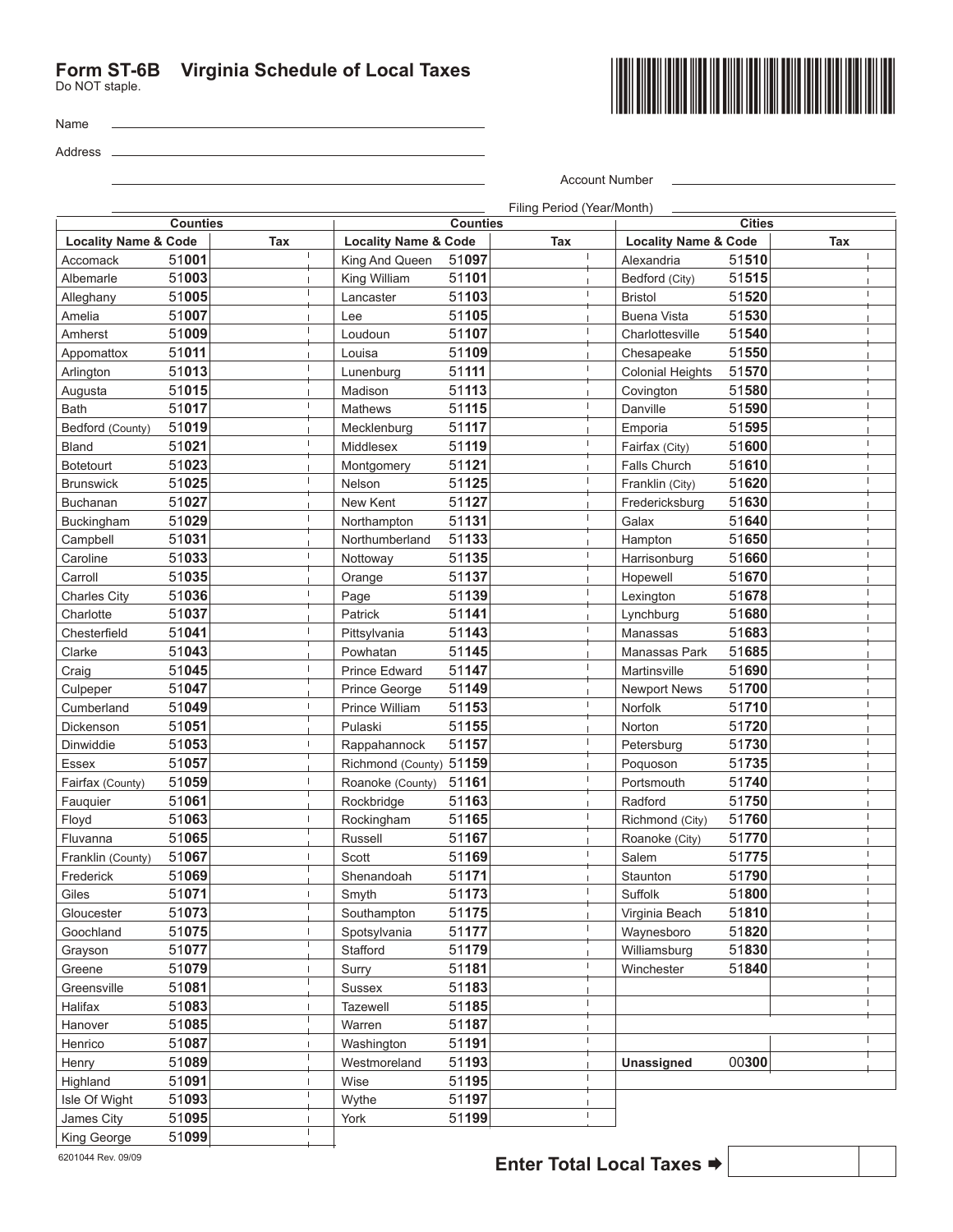# Form ST-6B Virginia Schedule of Local Taxes

Do NOT staple.

Name

Address

Account Number

Filing Period (Year/Month)

| Counties | | | Counties | | | Cities | | |
|---|---|---|---|---|---|---|---|---|
| Locality Name | Code | Tax | Locality Name | Code | Tax | Locality Name | Code | Tax |
| Accomack | 51001 | | King And Queen | 51097 | | Alexandria | 51510 | |
| Albemarle | 51003 | | King William | 51101 | | Bedford (City) | 51515 | |
| Alleghany | 51005 | | Lancaster | 51103 | | Bristol | 51520 | |
| Amelia | 51007 | | Lee | 51105 | | Buena Vista | 51530 | |
| Amherst | 51009 | | Loudoun | 51107 | | Charlottesville | 51540 | |
| Appomattox | 51011 | | Louisa | 51109 | | Chesapeake | 51550 | |
| Arlington | 51013 | | Lunenburg | 51111 | | Colonial Heights | 51570 | |
| Augusta | 51015 | | Madison | 51113 | | Covington | 51580 | |
| Bath | 51017 | | Mathews | 51115 | | Danville | 51590 | |
| Bedford (County) | 51019 | | Mecklenburg | 51117 | | Emporia | 51595 | |
| Bland | 51021 | | Middlesex | 51119 | | Fairfax (City) | 51600 | |
| Botetourt | 51023 | | Montgomery | 51121 | | Falls Church | 51610 | |
| Brunswick | 51025 | | Nelson | 51125 | | Franklin (City) | 51620 | |
| Buchanan | 51027 | | New Kent | 51127 | | Fredericksburg | 51630 | |
| Buckingham | 51029 | | Northampton | 51131 | | Galax | 51640 | |
| Campbell | 51031 | | Northumberland | 51133 | | Hampton | 51650 | |
| Caroline | 51033 | | Nottoway | 51135 | | Harrisonburg | 51660 | |
| Carroll | 51035 | | Orange | 51137 | | Hopewell | 51670 | |
| Charles City | 51036 | | Page | 51139 | | Lexington | 51678 | |
| Charlotte | 51037 | | Patrick | 51141 | | Lynchburg | 51680 | |
| Chesterfield | 51041 | | Pittsylvania | 51143 | | Manassas | 51683 | |
| Clarke | 51043 | | Powhatan | 51145 | | Manassas Park | 51685 | |
| Craig | 51045 | | Prince Edward | 51147 | | Martinsville | 51690 | |
| Culpeper | 51047 | | Prince George | 51149 | | Newport News | 51700 | |
| Cumberland | 51049 | | Prince William | 51153 | | Norfolk | 51710 | |
| Dickenson | 51051 | | Pulaski | 51155 | | Norton | 51720 | |
| Dinwiddie | 51053 | | Rappahannock | 51157 | | Petersburg | 51730 | |
| Essex | 51057 | | Richmond (County) | 51159 | | Poquoson | 51735 | |
| Fairfax (County) | 51059 | | Roanoke (County) | 51161 | | Portsmouth | 51740 | |
| Fauquier | 51061 | | Rockbridge | 51163 | | Radford | 51750 | |
| Floyd | 51063 | | Rockingham | 51165 | | Richmond (City) | 51760 | |
| Fluvanna | 51065 | | Russell | 51167 | | Roanoke (City) | 51770 | |
| Franklin (County) | 51067 | | Scott | 51169 | | Salem | 51775 | |
| Frederick | 51069 | | Shenandoah | 51171 | | Staunton | 51790 | |
| Giles | 51071 | | Smyth | 51173 | | Suffolk | 51800 | |
| Gloucester | 51073 | | Southampton | 51175 | | Virginia Beach | 51810 | |
| Goochland | 51075 | | Spotsylvania | 51177 | | Waynesboro | 51820 | |
| Grayson | 51077 | | Stafford | 51179 | | Williamsburg | 51830 | |
| Greene | 51079 | | Surry | 51181 | | Winchester | 51840 | |
| Greensville | 51081 | | Sussex | 51183 | | | | |
| Halifax | 51083 | | Tazewell | 51185 | | | | |
| Hanover | 51085 | | Warren | 51187 | | | | |
| Henrico | 51087 | | Washington | 51191 | | | | |
| Henry | 51089 | | Westmoreland | 51193 | | **Unassigned** | 00300 | |
| Highland | 51091 | | Wise | 51195 | | | | |
| Isle Of Wight | 51093 | | Wythe | 51197 | | | | |
| James City | 51095 | | York | 51199 | | | | |
| King George | 51099 | | | | | | | |

**Enter Total Local Taxes ➡**

6201044 Rev. 09/09